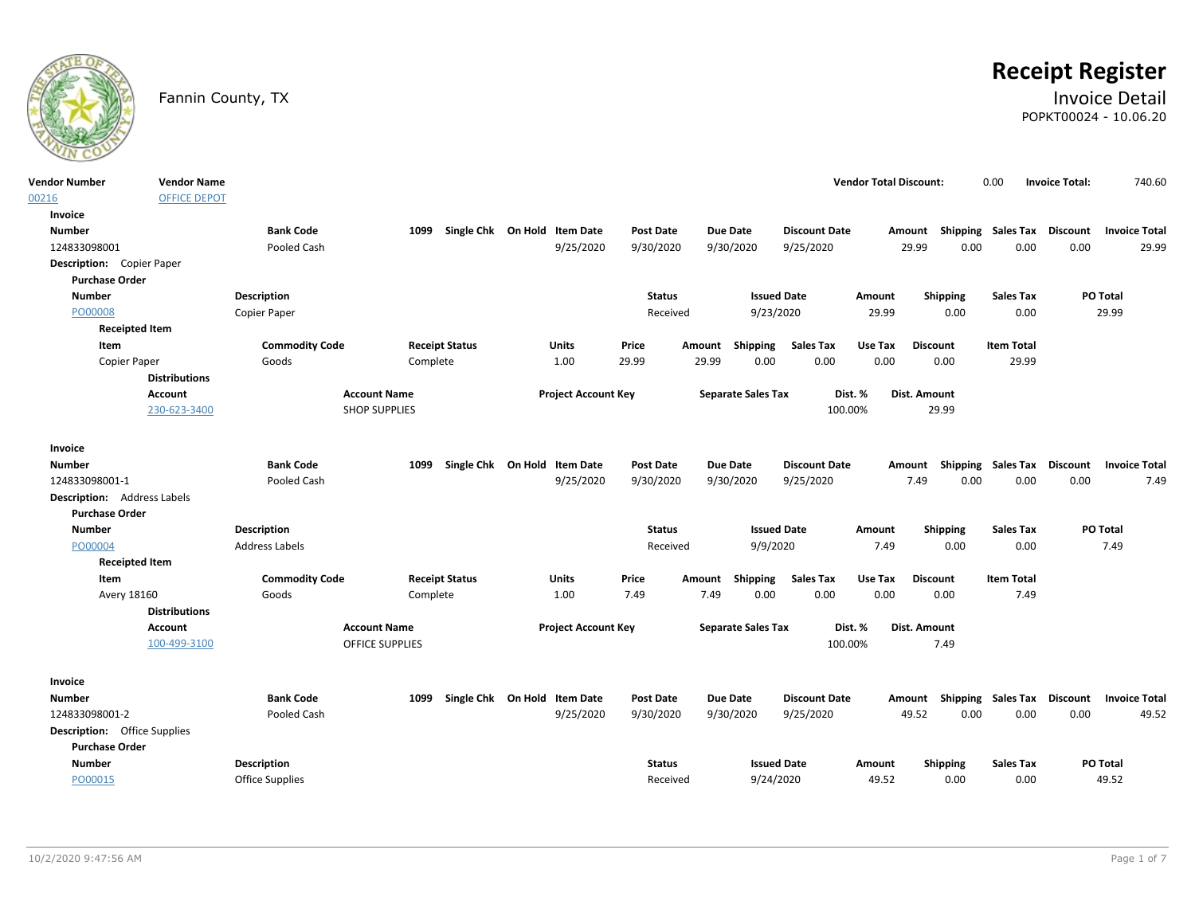# Receipt Register

Fannin County, TX

## Invoice Detail

POPKT00024 - 10.06.20

| Vendor Number | Vendor Name | Vendor Total Discount: | 0.00 | Invoice Total: | 740.60 |
|---|---|---|---|---|---|
| 00216 | OFFICE DEPOT | | | | |

**Invoice**

| Number | Bank Code | 1099 | Single Chk | On Hold | Item Date | Post Date | Due Date | Discount Date | Amount | Shipping | Sales Tax | Discount | Invoice Total |
|---|---|---|---|---|---|---|---|---|---|---|---|---|---|
| 124833098001 | Pooled Cash | | | | 9/25/2020 | 9/30/2020 | 9/30/2020 | 9/25/2020 | 29.99 | 0.00 | 0.00 | 0.00 | 29.99 |

**Description:** Copier Paper

**Purchase Order**

| Number | Description | Status | Issued Date | Amount | Shipping | Sales Tax | PO Total |
|---|---|---|---|---|---|---|---|
| PO00008 | Copier Paper | Received | 9/23/2020 | 29.99 | 0.00 | 0.00 | 29.99 |

**Receipted Item**

| Item | Commodity Code | Receipt Status | Units | Price | Amount | Shipping | Sales Tax | Use Tax | Discount | Item Total |
|---|---|---|---|---|---|---|---|---|---|---|
| Copier Paper | Goods | Complete | 1.00 | 29.99 | 29.99 | 0.00 | 0.00 | 0.00 | 0.00 | 29.99 |

**Distributions**

| Account | Account Name | Project Account Key | Separate Sales Tax | Dist. % | Dist. Amount |
|---|---|---|---|---|---|
| 230-623-3400 | SHOP SUPPLIES | | | 100.00% | 29.99 |

**Invoice**

| Number | Bank Code | 1099 | Single Chk | On Hold | Item Date | Post Date | Due Date | Discount Date | Amount | Shipping | Sales Tax | Discount | Invoice Total |
|---|---|---|---|---|---|---|---|---|---|---|---|---|---|
| 124833098001-1 | Pooled Cash | | | | 9/25/2020 | 9/30/2020 | 9/30/2020 | 9/25/2020 | 7.49 | 0.00 | 0.00 | 0.00 | 7.49 |

**Description:** Address Labels

**Purchase Order**

| Number | Description | Status | Issued Date | Amount | Shipping | Sales Tax | PO Total |
|---|---|---|---|---|---|---|---|
| PO00004 | Address Labels | Received | 9/9/2020 | 7.49 | 0.00 | 0.00 | 7.49 |

**Receipted Item**

| Item | Commodity Code | Receipt Status | Units | Price | Amount | Shipping | Sales Tax | Use Tax | Discount | Item Total |
|---|---|---|---|---|---|---|---|---|---|---|
| Avery 18160 | Goods | Complete | 1.00 | 7.49 | 7.49 | 0.00 | 0.00 | 0.00 | 0.00 | 7.49 |

**Distributions**

| Account | Account Name | Project Account Key | Separate Sales Tax | Dist. % | Dist. Amount |
|---|---|---|---|---|---|
| 100-499-3100 | OFFICE SUPPLIES | | | 100.00% | 7.49 |

**Invoice**

| Number | Bank Code | 1099 | Single Chk | On Hold | Item Date | Post Date | Due Date | Discount Date | Amount | Shipping | Sales Tax | Discount | Invoice Total |
|---|---|---|---|---|---|---|---|---|---|---|---|---|---|
| 124833098001-2 | Pooled Cash | | | | 9/25/2020 | 9/30/2020 | 9/30/2020 | 9/25/2020 | 49.52 | 0.00 | 0.00 | 0.00 | 49.52 |

**Description:** Office Supplies

**Purchase Order**

| Number | Description | Status | Issued Date | Amount | Shipping | Sales Tax | PO Total |
|---|---|---|---|---|---|---|---|
| PO00015 | Office Supplies | Received | 9/24/2020 | 49.52 | 0.00 | 0.00 | 49.52 |

10/2/2020 9:47:56 AM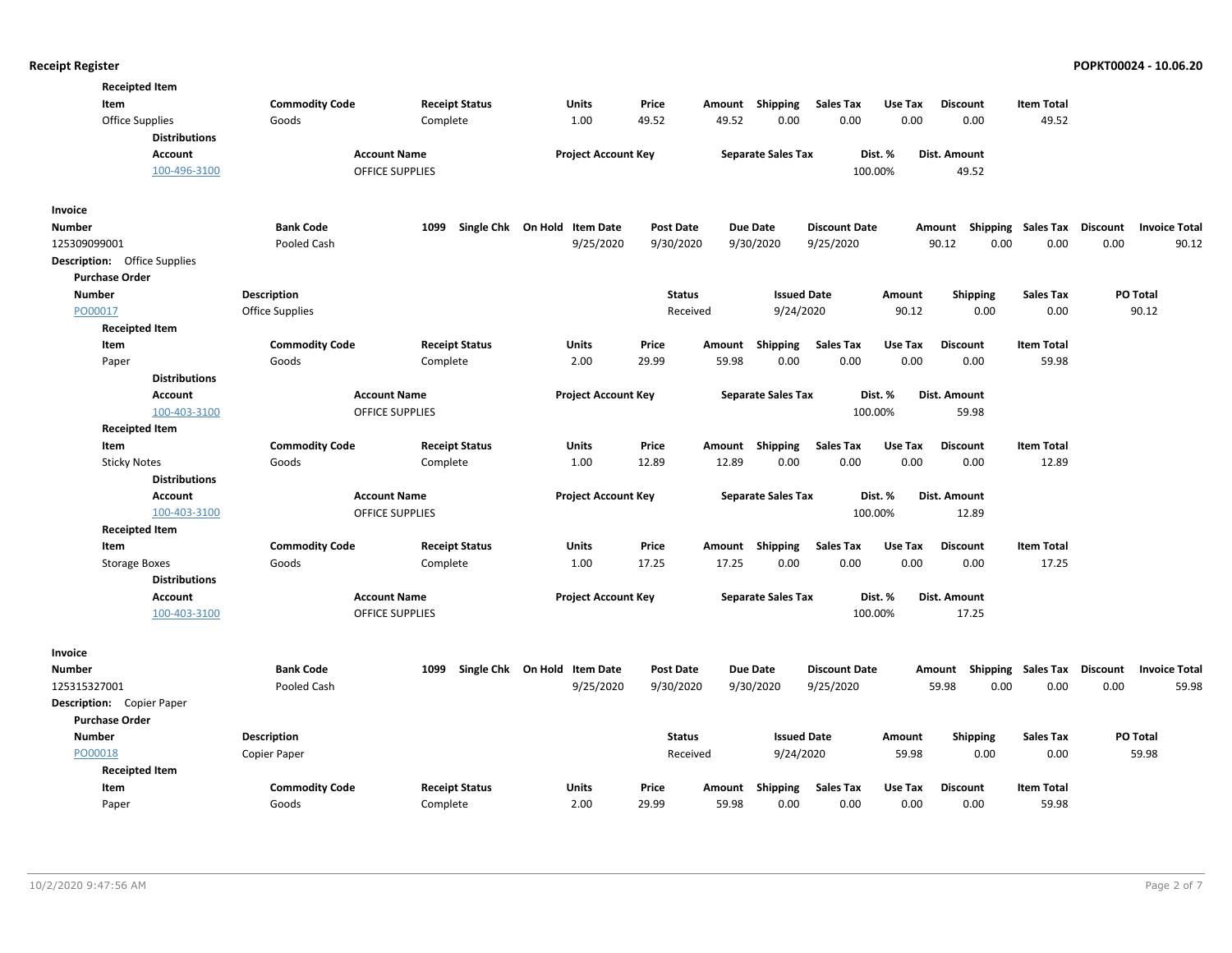**Receipted Item**

| Item | Commodity Code | Receipt Status | Units | Price | Amount | Shipping | Sales Tax | Use Tax | Discount | Item Total |
|---|---|---|---|---|---|---|---|---|---|---|
| Office Supplies | Goods | Complete | 1.00 | 49.52 | 49.52 | 0.00 | 0.00 | 0.00 | 0.00 | 49.52 |

**Distributions**

| Account | Account Name | Project Account Key | Separate Sales Tax | Dist. % | Dist. Amount |
|---|---|---|---|---|---|
| 100-496-3100 | OFFICE SUPPLIES | | | 100.00% | 49.52 |

**Invoice**

| Number | Bank Code | 1099 | Single Chk | On Hold | Item Date | Post Date | Due Date | Discount Date | Amount | Shipping | Sales Tax | Discount | Invoice Total |
|---|---|---|---|---|---|---|---|---|---|---|---|---|---|
| 125309099001 | Pooled Cash | | | | 9/25/2020 | 9/30/2020 | 9/30/2020 | 9/25/2020 | 90.12 | 0.00 | 0.00 | 0.00 | 90.12 |

**Description:** Office Supplies

**Purchase Order**

| Number | Description | Status | Issued Date | Amount | Shipping | Sales Tax | PO Total |
|---|---|---|---|---|---|---|---|
| PO00017 | Office Supplies | Received | 9/24/2020 | 90.12 | 0.00 | 0.00 | 90.12 |

**Receipted Item**

| Item | Commodity Code | Receipt Status | Units | Price | Amount | Shipping | Sales Tax | Use Tax | Discount | Item Total |
|---|---|---|---|---|---|---|---|---|---|---|
| Paper | Goods | Complete | 2.00 | 29.99 | 59.98 | 0.00 | 0.00 | 0.00 | 0.00 | 59.98 |

**Distributions**

| Account | Account Name | Project Account Key | Separate Sales Tax | Dist. % | Dist. Amount |
|---|---|---|---|---|---|
| 100-403-3100 | OFFICE SUPPLIES | | | 100.00% | 59.98 |

**Receipted Item**

| Item | Commodity Code | Receipt Status | Units | Price | Amount | Shipping | Sales Tax | Use Tax | Discount | Item Total |
|---|---|---|---|---|---|---|---|---|---|---|
| Sticky Notes | Goods | Complete | 1.00 | 12.89 | 12.89 | 0.00 | 0.00 | 0.00 | 0.00 | 12.89 |

**Distributions**

| Account | Account Name | Project Account Key | Separate Sales Tax | Dist. % | Dist. Amount |
|---|---|---|---|---|---|
| 100-403-3100 | OFFICE SUPPLIES | | | 100.00% | 12.89 |

**Receipted Item**

| Item | Commodity Code | Receipt Status | Units | Price | Amount | Shipping | Sales Tax | Use Tax | Discount | Item Total |
|---|---|---|---|---|---|---|---|---|---|---|
| Storage Boxes | Goods | Complete | 1.00 | 17.25 | 17.25 | 0.00 | 0.00 | 0.00 | 0.00 | 17.25 |

**Distributions**

| Account | Account Name | Project Account Key | Separate Sales Tax | Dist. % | Dist. Amount |
|---|---|---|---|---|---|
| 100-403-3100 | OFFICE SUPPLIES | | | 100.00% | 17.25 |

**Invoice**

| Number | Bank Code | 1099 | Single Chk | On Hold | Item Date | Post Date | Due Date | Discount Date | Amount | Shipping | Sales Tax | Discount | Invoice Total |
|---|---|---|---|---|---|---|---|---|---|---|---|---|---|
| 125315327001 | Pooled Cash | | | | 9/25/2020 | 9/30/2020 | 9/30/2020 | 9/25/2020 | 59.98 | 0.00 | 0.00 | 0.00 | 59.98 |

**Description:** Copier Paper

**Purchase Order**

| Number | Description | Status | Issued Date | Amount | Shipping | Sales Tax | PO Total |
|---|---|---|---|---|---|---|---|
| PO00018 | Copier Paper | Received | 9/24/2020 | 59.98 | 0.00 | 0.00 | 59.98 |

**Receipted Item**

| Item | Commodity Code | Receipt Status | Units | Price | Amount | Shipping | Sales Tax | Use Tax | Discount | Item Total |
|---|---|---|---|---|---|---|---|---|---|---|
| Paper | Goods | Complete | 2.00 | 29.99 | 59.98 | 0.00 | 0.00 | 0.00 | 0.00 | 59.98 |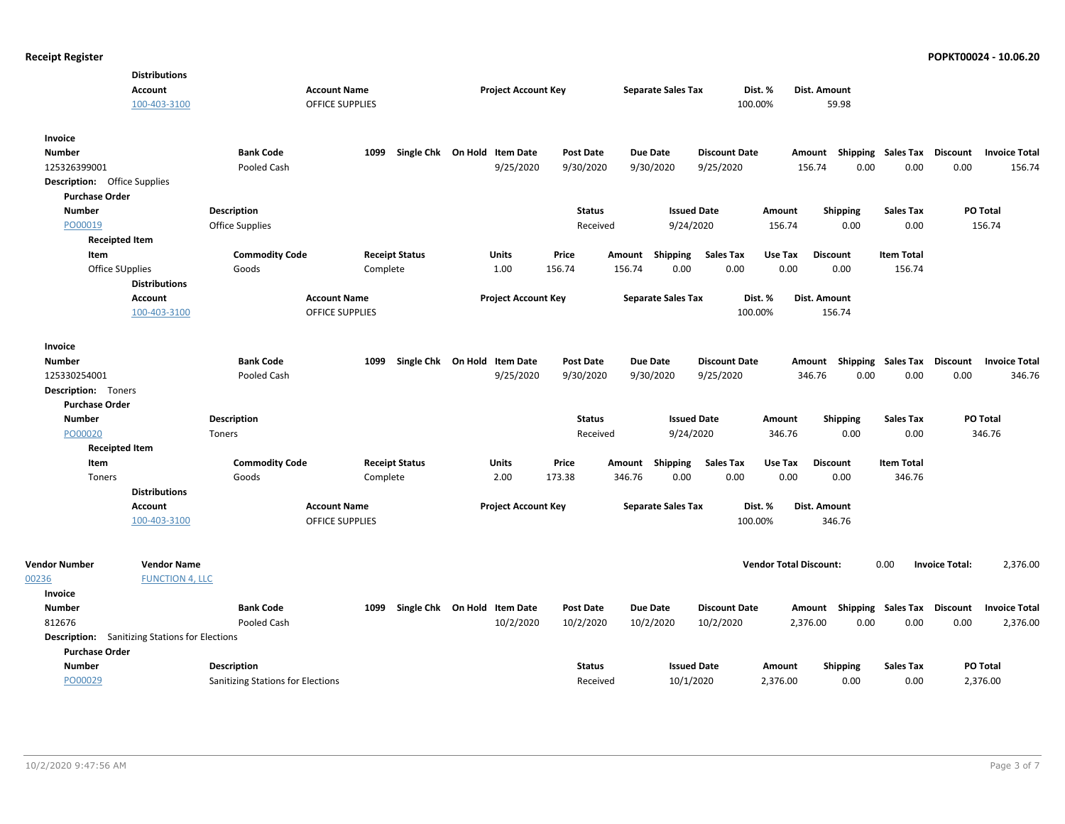**Distributions**

| Account | Account Name | Project Account Key | Separate Sales Tax | Dist. % | Dist. Amount |
|---|---|---|---|---|---|
| 100-403-3100 | OFFICE SUPPLIES | | | 100.00% | 59.98 |

**Invoice**

| Number | Bank Code | 1099 | Single Chk | On Hold | Item Date | Post Date | Due Date | Discount Date | Amount | Shipping | Sales Tax | Discount | Invoice Total |
|---|---|---|---|---|---|---|---|---|---|---|---|---|---|
| 125326399001 | Pooled Cash | | | | 9/25/2020 | 9/30/2020 | 9/30/2020 | 9/25/2020 | 156.74 | 0.00 | 0.00 | 0.00 | 156.74 |

**Description:** Office Supplies

**Purchase Order**

| Number | Description | Status | Issued Date | Amount | Shipping | Sales Tax | PO Total |
|---|---|---|---|---|---|---|---|
| PO00019 | Office Supplies | Received | 9/24/2020 | 156.74 | 0.00 | 0.00 | 156.74 |

**Receipted Item**

| Item | Commodity Code | Receipt Status | Units | Price | Amount | Shipping | Sales Tax | Use Tax | Discount | Item Total |
|---|---|---|---|---|---|---|---|---|---|---|
| Office SUpplies | Goods | Complete | 1.00 | 156.74 | 156.74 | 0.00 | 0.00 | 0.00 | 0.00 | 156.74 |

**Distributions**

| Account | Account Name | Project Account Key | Separate Sales Tax | Dist. % | Dist. Amount |
|---|---|---|---|---|---|
| 100-403-3100 | OFFICE SUPPLIES | | | 100.00% | 156.74 |

**Invoice**

| Number | Bank Code | 1099 | Single Chk | On Hold | Item Date | Post Date | Due Date | Discount Date | Amount | Shipping | Sales Tax | Discount | Invoice Total |
|---|---|---|---|---|---|---|---|---|---|---|---|---|---|
| 125330254001 | Pooled Cash | | | | 9/25/2020 | 9/30/2020 | 9/30/2020 | 9/25/2020 | 346.76 | 0.00 | 0.00 | 0.00 | 346.76 |

**Description:** Toners

**Purchase Order**

| Number | Description | Status | Issued Date | Amount | Shipping | Sales Tax | PO Total |
|---|---|---|---|---|---|---|---|
| PO00020 | Toners | Received | 9/24/2020 | 346.76 | 0.00 | 0.00 | 346.76 |

**Receipted Item**

| Item | Commodity Code | Receipt Status | Units | Price | Amount | Shipping | Sales Tax | Use Tax | Discount | Item Total |
|---|---|---|---|---|---|---|---|---|---|---|
| Toners | Goods | Complete | 2.00 | 173.38 | 346.76 | 0.00 | 0.00 | 0.00 | 0.00 | 346.76 |

**Distributions**

| Account | Account Name | Project Account Key | Separate Sales Tax | Dist. % | Dist. Amount |
|---|---|---|---|---|---|
| 100-403-3100 | OFFICE SUPPLIES | | | 100.00% | 346.76 |

| Vendor Number | Vendor Name | Vendor Total Discount: | Invoice Total: |
|---|---|---|---|
| 00236 | FUNCTION 4, LLC | 0.00 | 2,376.00 |

**Invoice**

| Number | Bank Code | 1099 | Single Chk | On Hold | Item Date | Post Date | Due Date | Discount Date | Amount | Shipping | Sales Tax | Discount | Invoice Total |
|---|---|---|---|---|---|---|---|---|---|---|---|---|---|
| 812676 | Pooled Cash | | | | 10/2/2020 | 10/2/2020 | 10/2/2020 | 10/2/2020 | 2,376.00 | 0.00 | 0.00 | 0.00 | 2,376.00 |

**Description:** Sanitizing Stations for Elections

**Purchase Order**

| Number | Description | Status | Issued Date | Amount | Shipping | Sales Tax | PO Total |
|---|---|---|---|---|---|---|---|
| PO00029 | Sanitizing Stations for Elections | Received | 10/1/2020 | 2,376.00 | 0.00 | 0.00 | 2,376.00 |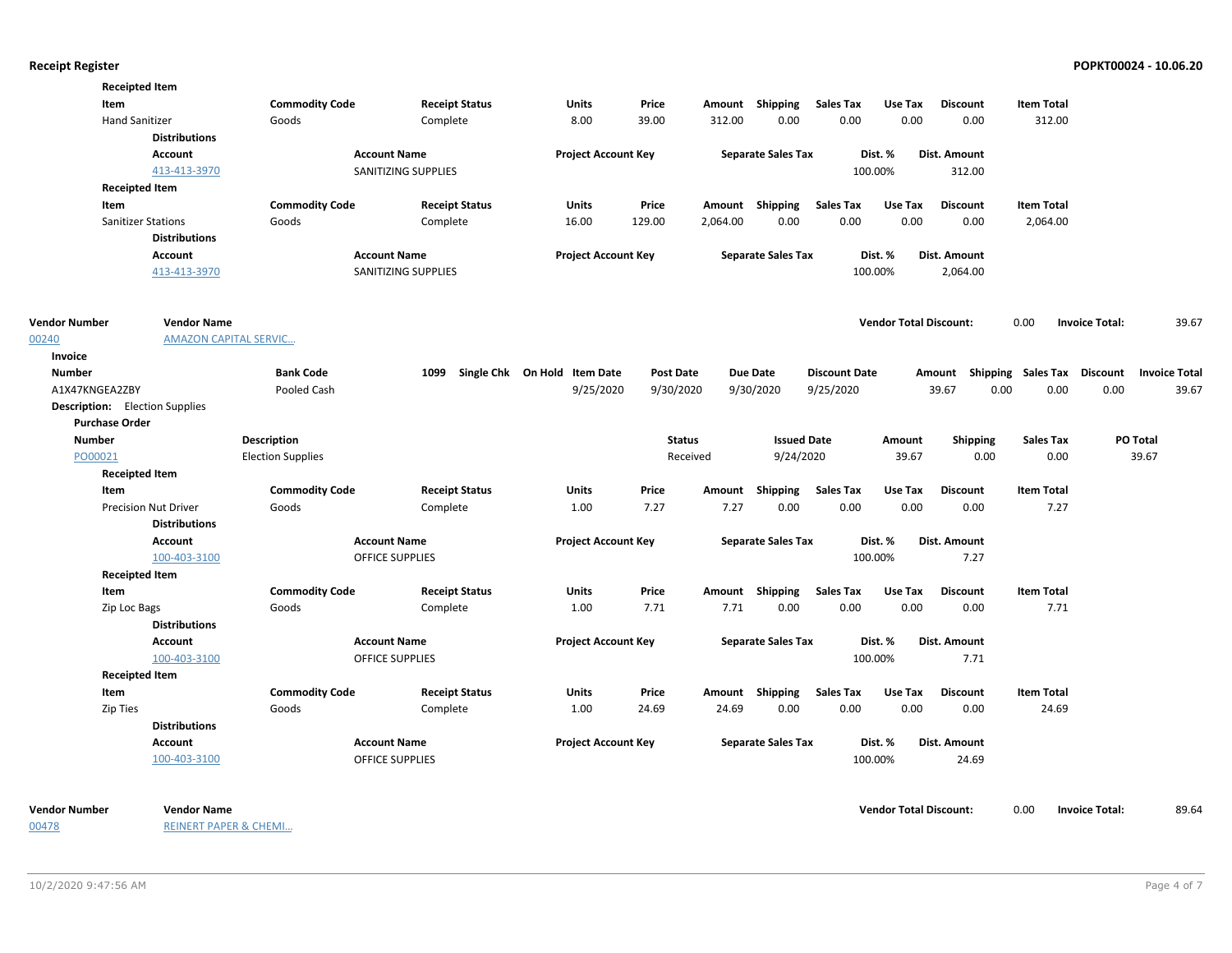**Receipt Register**

**Receipted Item**

| Item | Commodity Code | Receipt Status | Units | Price | Amount | Shipping | Sales Tax | Use Tax | Discount | Item Total |
|---|---|---|---|---|---|---|---|---|---|---|
| Hand Sanitizer | Goods | Complete | 8.00 | 39.00 | 312.00 | 0.00 | 0.00 | 0.00 | 0.00 | 312.00 |

**Distributions**

| Account | Account Name | Project Account Key | Separate Sales Tax | Dist. % | Dist. Amount |
|---|---|---|---|---|---|
| 413-413-3970 | SANITIZING SUPPLIES | | | 100.00% | 312.00 |

**Receipted Item**

| Item | Commodity Code | Receipt Status | Units | Price | Amount | Shipping | Sales Tax | Use Tax | Discount | Item Total |
|---|---|---|---|---|---|---|---|---|---|---|
| Sanitizer Stations | Goods | Complete | 16.00 | 129.00 | 2,064.00 | 0.00 | 0.00 | 0.00 | 0.00 | 2,064.00 |

**Distributions**

| Account | Account Name | Project Account Key | Separate Sales Tax | Dist. % | Dist. Amount |
|---|---|---|---|---|---|
| 413-413-3970 | SANITIZING SUPPLIES | | | 100.00% | 2,064.00 |

| Vendor Number | Vendor Name | Vendor Total Discount: | Invoice Total: |
|---|---|---|---|
| 00240 | AMAZON CAPITAL SERVIC... | 0.00 | 39.67 |

**Invoice**

| Number | Bank Code | 1099 | Single Chk | On Hold | Item Date | Post Date | Due Date | Discount Date | Amount | Shipping | Sales Tax | Discount | Invoice Total |
|---|---|---|---|---|---|---|---|---|---|---|---|---|---|
| A1X47KNGEA2ZBY | Pooled Cash | | | | 9/25/2020 | 9/30/2020 | 9/30/2020 | 9/25/2020 | 39.67 | 0.00 | 0.00 | 0.00 | 39.67 |

**Description:** Election Supplies

**Purchase Order**

| Number | Description | Status | Issued Date | Amount | Shipping | Sales Tax | PO Total |
|---|---|---|---|---|---|---|---|
| PO00021 | Election Supplies | Received | 9/24/2020 | 39.67 | 0.00 | 0.00 | 39.67 |

**Receipted Item**

| Item | Commodity Code | Receipt Status | Units | Price | Amount | Shipping | Sales Tax | Use Tax | Discount | Item Total |
|---|---|---|---|---|---|---|---|---|---|---|
| Precision Nut Driver | Goods | Complete | 1.00 | 7.27 | 7.27 | 0.00 | 0.00 | 0.00 | 0.00 | 7.27 |

**Distributions**

| Account | Account Name | Project Account Key | Separate Sales Tax | Dist. % | Dist. Amount |
|---|---|---|---|---|---|
| 100-403-3100 | OFFICE SUPPLIES | | | 100.00% | 7.27 |

**Receipted Item**

| Item | Commodity Code | Receipt Status | Units | Price | Amount | Shipping | Sales Tax | Use Tax | Discount | Item Total |
|---|---|---|---|---|---|---|---|---|---|---|
| Zip Loc Bags | Goods | Complete | 1.00 | 7.71 | 7.71 | 0.00 | 0.00 | 0.00 | 0.00 | 7.71 |

**Distributions**

| Account | Account Name | Project Account Key | Separate Sales Tax | Dist. % | Dist. Amount |
|---|---|---|---|---|---|
| 100-403-3100 | OFFICE SUPPLIES | | | 100.00% | 7.71 |

**Receipted Item**

| Item | Commodity Code | Receipt Status | Units | Price | Amount | Shipping | Sales Tax | Use Tax | Discount | Item Total |
|---|---|---|---|---|---|---|---|---|---|---|
| Zip Ties | Goods | Complete | 1.00 | 24.69 | 24.69 | 0.00 | 0.00 | 0.00 | 0.00 | 24.69 |

**Distributions**

| Account | Account Name | Project Account Key | Separate Sales Tax | Dist. % | Dist. Amount |
|---|---|---|---|---|---|
| 100-403-3100 | OFFICE SUPPLIES | | | 100.00% | 24.69 |

| Vendor Number | Vendor Name | Vendor Total Discount: | Invoice Total: |
|---|---|---|---|
| 00478 | REINERT PAPER & CHEMI... | 0.00 | 89.64 |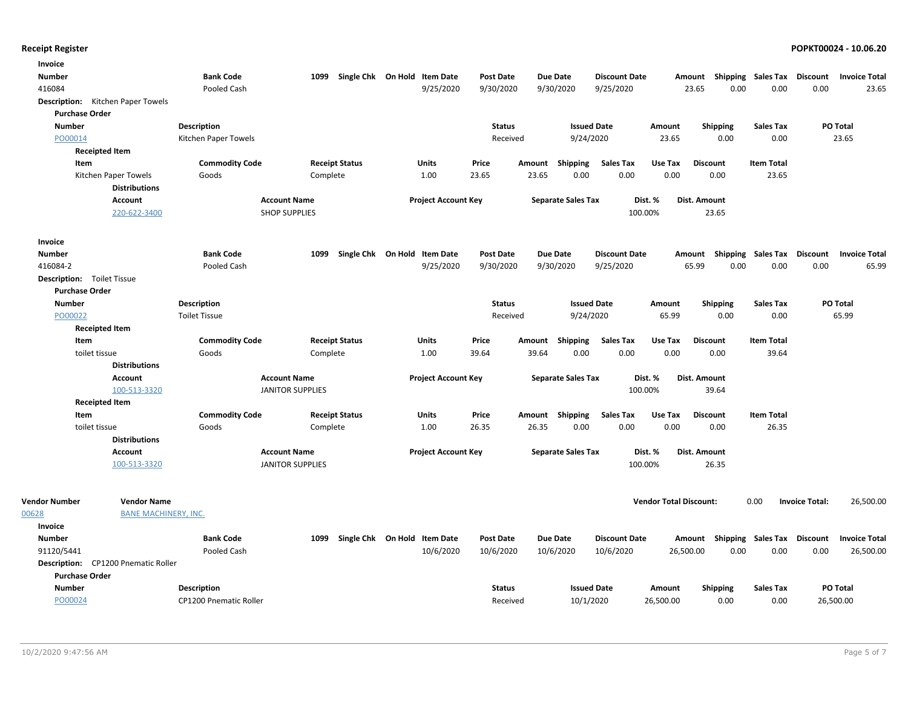## Receipt Register

**POPKT00024 - 10.06.20**

**Invoice**

| Number | Bank Code | 1099 | Single Chk | On Hold | Item Date | Post Date | Due Date | Discount Date | Amount | Shipping | Sales Tax | Discount | Invoice Total |
|---|---|---|---|---|---|---|---|---|---|---|---|---|---|
| 416084 | Pooled Cash | | | | 9/25/2020 | 9/30/2020 | 9/30/2020 | 9/25/2020 | 23.65 | 0.00 | 0.00 | 0.00 | 23.65 |

**Description:** Kitchen Paper Towels

**Purchase Order**

| Number | Description | Status | Issued Date | Amount | Shipping | Sales Tax | PO Total |
|---|---|---|---|---|---|---|---|
| PO00014 | Kitchen Paper Towels | Received | 9/24/2020 | 23.65 | 0.00 | 0.00 | 23.65 |

**Receipted Item**

| Item | Commodity Code | Receipt Status | Units | Price | Amount | Shipping | Sales Tax | Use Tax | Discount | Item Total |
|---|---|---|---|---|---|---|---|---|---|---|
| Kitchen Paper Towels | Goods | Complete | 1.00 | 23.65 | 23.65 | 0.00 | 0.00 | 0.00 | 0.00 | 23.65 |

**Distributions**

| Account | Account Name | Project Account Key | Separate Sales Tax | Dist. % | Dist. Amount |
|---|---|---|---|---|---|
| 220-622-3400 | SHOP SUPPLIES | | | 100.00% | 23.65 |

**Invoice**

| Number | Bank Code | 1099 | Single Chk | On Hold | Item Date | Post Date | Due Date | Discount Date | Amount | Shipping | Sales Tax | Discount | Invoice Total |
|---|---|---|---|---|---|---|---|---|---|---|---|---|---|
| 416084-2 | Pooled Cash | | | | 9/25/2020 | 9/30/2020 | 9/30/2020 | 9/25/2020 | 65.99 | 0.00 | 0.00 | 0.00 | 65.99 |

**Description:** Toilet Tissue

**Purchase Order**

| Number | Description | Status | Issued Date | Amount | Shipping | Sales Tax | PO Total |
|---|---|---|---|---|---|---|---|
| PO00022 | Toilet Tissue | Received | 9/24/2020 | 65.99 | 0.00 | 0.00 | 65.99 |

**Receipted Item**

| Item | Commodity Code | Receipt Status | Units | Price | Amount | Shipping | Sales Tax | Use Tax | Discount | Item Total |
|---|---|---|---|---|---|---|---|---|---|---|
| toilet tissue | Goods | Complete | 1.00 | 39.64 | 39.64 | 0.00 | 0.00 | 0.00 | 0.00 | 39.64 |

**Distributions**

| Account | Account Name | Project Account Key | Separate Sales Tax | Dist. % | Dist. Amount |
|---|---|---|---|---|---|
| 100-513-3320 | JANITOR SUPPLIES | | | 100.00% | 39.64 |

**Receipted Item**

| Item | Commodity Code | Receipt Status | Units | Price | Amount | Shipping | Sales Tax | Use Tax | Discount | Item Total |
|---|---|---|---|---|---|---|---|---|---|---|
| toilet tissue | Goods | Complete | 1.00 | 26.35 | 26.35 | 0.00 | 0.00 | 0.00 | 0.00 | 26.35 |

**Distributions**

| Account | Account Name | Project Account Key | Separate Sales Tax | Dist. % | Dist. Amount |
|---|---|---|---|---|---|
| 100-513-3320 | JANITOR SUPPLIES | | | 100.00% | 26.35 |

| Vendor Number | Vendor Name | Vendor Total Discount: | Invoice Total: |
|---|---|---|---|
| 00628 | BANE MACHINERY, INC. | 0.00 | 26,500.00 |

**Invoice**

| Number | Bank Code | 1099 | Single Chk | On Hold | Item Date | Post Date | Due Date | Discount Date | Amount | Shipping | Sales Tax | Discount | Invoice Total |
|---|---|---|---|---|---|---|---|---|---|---|---|---|---|
| 91120/5441 | Pooled Cash | | | | 10/6/2020 | 10/6/2020 | 10/6/2020 | 10/6/2020 | 26,500.00 | 0.00 | 0.00 | 0.00 | 26,500.00 |

**Description:** CP1200 Pnematic Roller

**Purchase Order**

| Number | Description | Status | Issued Date | Amount | Shipping | Sales Tax | PO Total |
|---|---|---|---|---|---|---|---|
| PO00024 | CP1200 Pnematic Roller | Received | 10/1/2020 | 26,500.00 | 0.00 | 0.00 | 26,500.00 |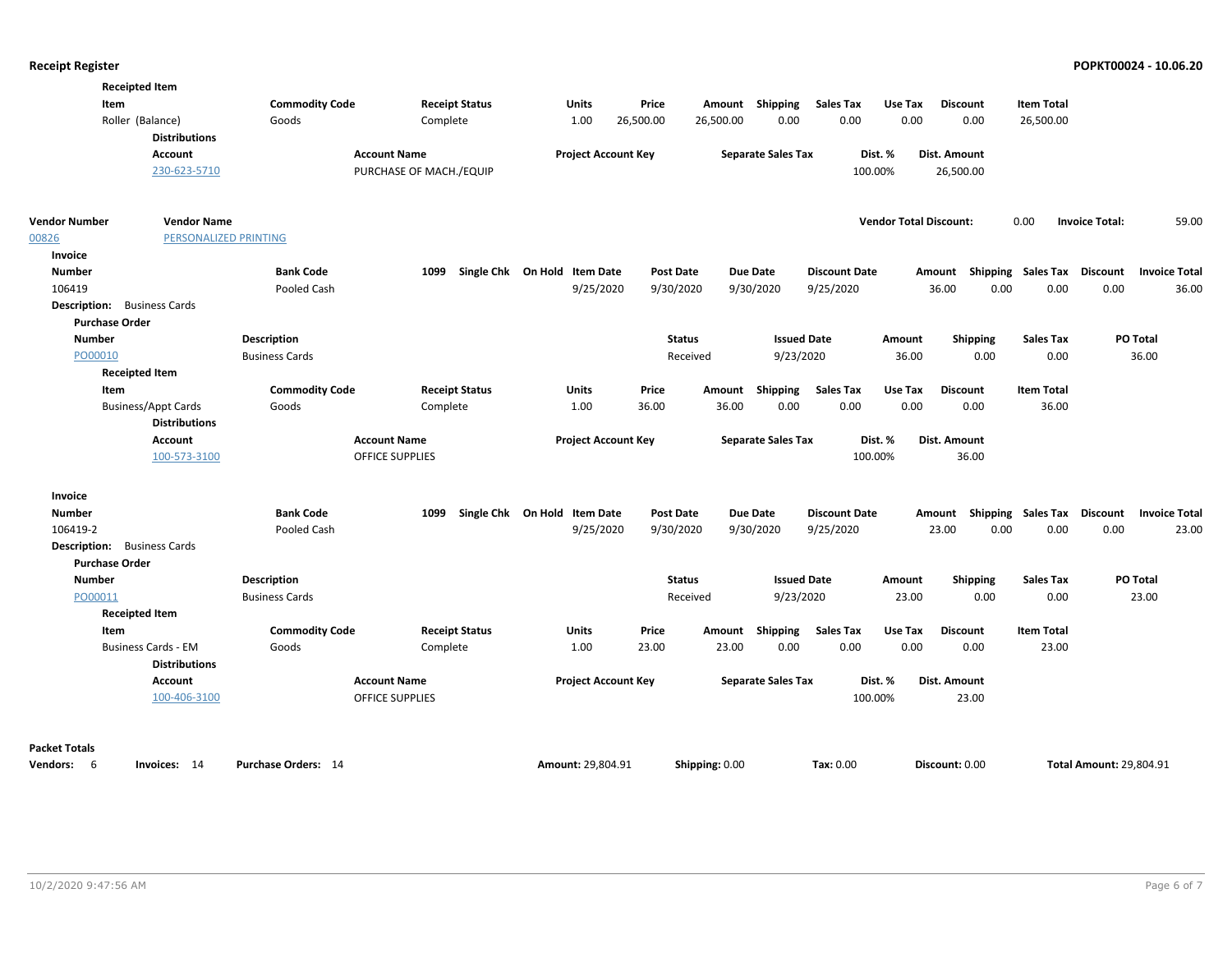**Receipted Item**

| Item | Commodity Code | Receipt Status | Units | Price | Amount | Shipping | Sales Tax | Use Tax | Discount | Item Total |
|---|---|---|---|---|---|---|---|---|---|---|
| Roller (Balance) | Goods | Complete | 1.00 | 26,500.00 | 26,500.00 | 0.00 | 0.00 | 0.00 | 0.00 | 26,500.00 |

**Distributions**

| Account | Account Name | Project Account Key | Separate Sales Tax | Dist. % | Dist. Amount |
|---|---|---|---|---|---|
| 230-623-5710 | PURCHASE OF MACH./EQUIP | | | 100.00% | 26,500.00 |

| Vendor Number | Vendor Name | Vendor Total Discount: | 0.00 | Invoice Total: | 59.00 |
|---|---|---|---|---|---|
| 00826 | PERSONALIZED PRINTING | | | | |

**Invoice**

| Number | Bank Code | 1099 | Single Chk | On Hold | Item Date | Post Date | Due Date | Discount Date | Amount | Shipping | Sales Tax | Discount | Invoice Total |
|---|---|---|---|---|---|---|---|---|---|---|---|---|---|
| 106419 | Pooled Cash | | | | 9/25/2020 | 9/30/2020 | 9/30/2020 | 9/25/2020 | 36.00 | 0.00 | 0.00 | 0.00 | 36.00 |

**Description:** Business Cards

**Purchase Order**

| Number | Description | Status | Issued Date | Amount | Shipping | Sales Tax | PO Total |
|---|---|---|---|---|---|---|---|
| PO00010 | Business Cards | Received | 9/23/2020 | 36.00 | 0.00 | 0.00 | 36.00 |

**Receipted Item**

| Item | Commodity Code | Receipt Status | Units | Price | Amount | Shipping | Sales Tax | Use Tax | Discount | Item Total |
|---|---|---|---|---|---|---|---|---|---|---|
| Business/Appt Cards | Goods | Complete | 1.00 | 36.00 | 36.00 | 0.00 | 0.00 | 0.00 | 0.00 | 36.00 |

**Distributions**

| Account | Account Name | Project Account Key | Separate Sales Tax | Dist. % | Dist. Amount |
|---|---|---|---|---|---|
| 100-573-3100 | OFFICE SUPPLIES | | | 100.00% | 36.00 |

**Invoice**

| Number | Bank Code | 1099 | Single Chk | On Hold | Item Date | Post Date | Due Date | Discount Date | Amount | Shipping | Sales Tax | Discount | Invoice Total |
|---|---|---|---|---|---|---|---|---|---|---|---|---|---|
| 106419-2 | Pooled Cash | | | | 9/25/2020 | 9/30/2020 | 9/30/2020 | 9/25/2020 | 23.00 | 0.00 | 0.00 | 0.00 | 23.00 |

**Description:** Business Cards

**Purchase Order**

| Number | Description | Status | Issued Date | Amount | Shipping | Sales Tax | PO Total |
|---|---|---|---|---|---|---|---|
| PO00011 | Business Cards | Received | 9/23/2020 | 23.00 | 0.00 | 0.00 | 23.00 |

**Receipted Item**

| Item | Commodity Code | Receipt Status | Units | Price | Amount | Shipping | Sales Tax | Use Tax | Discount | Item Total |
|---|---|---|---|---|---|---|---|---|---|---|
| Business Cards - EM | Goods | Complete | 1.00 | 23.00 | 23.00 | 0.00 | 0.00 | 0.00 | 0.00 | 23.00 |

**Distributions**

| Account | Account Name | Project Account Key | Separate Sales Tax | Dist. % | Dist. Amount |
|---|---|---|---|---|---|
| 100-406-3100 | OFFICE SUPPLIES | | | 100.00% | 23.00 |

**Packet Totals**

| Vendors: | Invoices: | Purchase Orders: | Amount: | Shipping: | Tax: | Discount: | Total Amount: |
|---|---|---|---|---|---|---|---|
| 6 | 14 | 14 | 29,804.91 | 0.00 | 0.00 | 0.00 | 29,804.91 |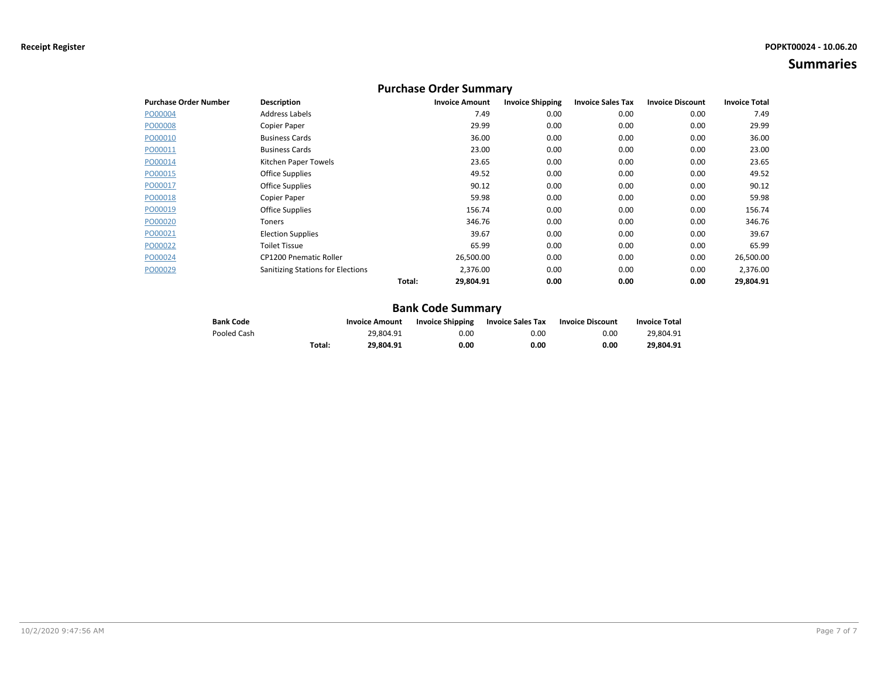**Receipt Register** — **POPKT00024 - 10.06.20**

# Summaries

## Purchase Order Summary

| Purchase Order Number | Description | | Invoice Amount | Invoice Shipping | Invoice Sales Tax | Invoice Discount | Invoice Total |
|---|---|---|---|---|---|---|---|
| PO00004 | Address Labels | | 7.49 | 0.00 | 0.00 | 0.00 | 7.49 |
| PO00008 | Copier Paper | | 29.99 | 0.00 | 0.00 | 0.00 | 29.99 |
| PO00010 | Business Cards | | 36.00 | 0.00 | 0.00 | 0.00 | 36.00 |
| PO00011 | Business Cards | | 23.00 | 0.00 | 0.00 | 0.00 | 23.00 |
| PO00014 | Kitchen Paper Towels | | 23.65 | 0.00 | 0.00 | 0.00 | 23.65 |
| PO00015 | Office Supplies | | 49.52 | 0.00 | 0.00 | 0.00 | 49.52 |
| PO00017 | Office Supplies | | 90.12 | 0.00 | 0.00 | 0.00 | 90.12 |
| PO00018 | Copier Paper | | 59.98 | 0.00 | 0.00 | 0.00 | 59.98 |
| PO00019 | Office Supplies | | 156.74 | 0.00 | 0.00 | 0.00 | 156.74 |
| PO00020 | Toners | | 346.76 | 0.00 | 0.00 | 0.00 | 346.76 |
| PO00021 | Election Supplies | | 39.67 | 0.00 | 0.00 | 0.00 | 39.67 |
| PO00022 | Toilet Tissue | | 65.99 | 0.00 | 0.00 | 0.00 | 65.99 |
| PO00024 | CP1200 Pnematic Roller | | 26,500.00 | 0.00 | 0.00 | 0.00 | 26,500.00 |
| PO00029 | Sanitizing Stations for Elections | | 2,376.00 | 0.00 | 0.00 | 0.00 | 2,376.00 |
| | | **Total:** | **29,804.91** | **0.00** | **0.00** | **0.00** | **29,804.91** |

## Bank Code Summary

| Bank Code | | Invoice Amount | Invoice Shipping | Invoice Sales Tax | Invoice Discount | Invoice Total |
|---|---|---|---|---|---|---|
| Pooled Cash | | 29,804.91 | 0.00 | 0.00 | 0.00 | 29,804.91 |
| | **Total:** | **29,804.91** | **0.00** | **0.00** | **0.00** | **29,804.91** |

10/2/2020 9:47:56 AM